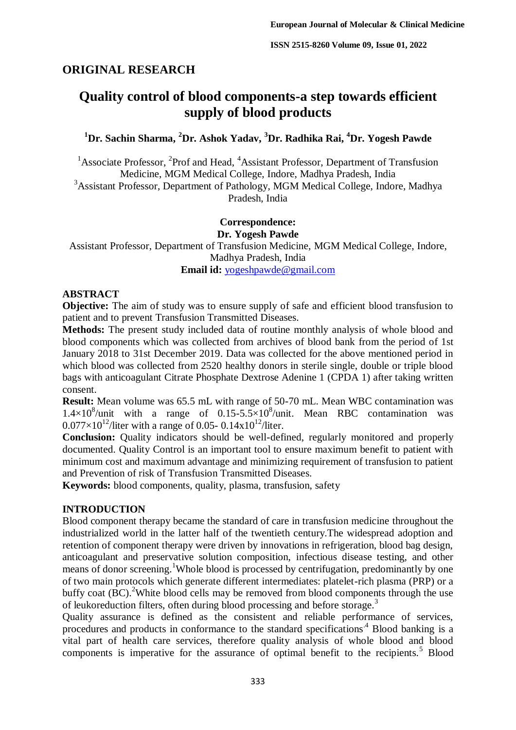## ORIGINAL RESEARCH

# Quality control of blood components-a step towards efficient supply of blood products

**[1]Dr. Sachin Sharma, [2]Dr. Ashok Yadav, [3]Dr. Radhika Rai, [4]Dr. Yogesh Pawde**

[1]Associate Professor, [2]Prof and Head, [4]Assistant Professor, Department of Transfusion Medicine, MGM Medical College, Indore, Madhya Pradesh, India

[3]Assistant Professor, Department of Pathology, MGM Medical College, Indore, Madhya Pradesh, India

**Correspondence:**
**Dr. Yogesh Pawde**
Assistant Professor, Department of Transfusion Medicine, MGM Medical College, Indore, Madhya Pradesh, India
**Email id:** yogeshpawde@gmail.com

## ABSTRACT

**Objective:** The aim of study was to ensure supply of safe and efficient blood transfusion to patient and to prevent Transfusion Transmitted Diseases.

**Methods:** The present study included data of routine monthly analysis of whole blood and blood components which was collected from archives of blood bank from the period of 1st January 2018 to 31st December 2019. Data was collected for the above mentioned period in which blood was collected from 2520 healthy donors in sterile single, double or triple blood bags with anticoagulant Citrate Phosphate Dextrose Adenine 1 (CPDA 1) after taking written consent.

**Result:** Mean volume was 65.5 mL with range of 50-70 mL. Mean WBC contamination was $1.4\times10^{8}$/unit with a range of $0.15\text{-}5.5\times10^{8}$/unit. Mean RBC contamination was $0.077\times10^{12}$/liter with a range of $0.05\text{-}\ 0.14\text{x}10^{12}$/liter.

**Conclusion:** Quality indicators should be well-defined, regularly monitored and properly documented. Quality Control is an important tool to ensure maximum benefit to patient with minimum cost and maximum advantage and minimizing requirement of transfusion to patient and Prevention of risk of Transfusion Transmitted Diseases.

**Keywords:** blood components, quality, plasma, transfusion, safety

## INTRODUCTION

Blood component therapy became the standard of care in transfusion medicine throughout the industrialized world in the latter half of the twentieth century.The widespread adoption and retention of component therapy were driven by innovations in refrigeration, blood bag design, anticoagulant and preservative solution composition, infectious disease testing, and other means of donor screening.[1]Whole blood is processed by centrifugation, predominantly by one of two main protocols which generate different intermediates: platelet-rich plasma (PRP) or a buffy coat (BC).[2]White blood cells may be removed from blood components through the use of leukoreduction filters, often during blood processing and before storage.[3]

Quality assurance is defined as the consistent and reliable performance of services, procedures and products in conformance to the standard specifications.[4] Blood banking is a vital part of health care services, therefore quality analysis of whole blood and blood components is imperative for the assurance of optimal benefit to the recipients.[5] Blood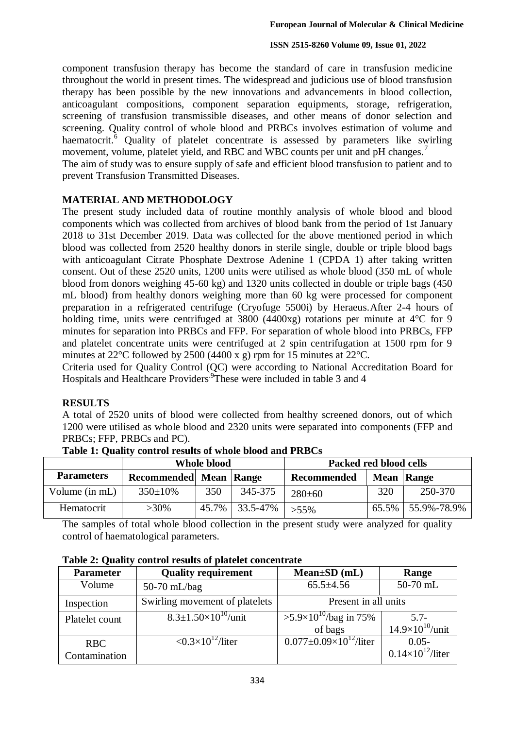component transfusion therapy has become the standard of care in transfusion medicine throughout the world in present times. The widespread and judicious use of blood transfusion therapy has been possible by the new innovations and advancements in blood collection, anticoagulant compositions, component separation equipments, storage, refrigeration, screening of transfusion transmissible diseases, and other means of donor selection and screening. Quality control of whole blood and PRBCs involves estimation of volume and haematocrit.[6] Quality of platelet concentrate is assessed by parameters like swirling movement, volume, platelet yield, and RBC and WBC counts per unit and pH changes.[7]

The aim of study was to ensure supply of safe and efficient blood transfusion to patient and to prevent Transfusion Transmitted Diseases.

## MATERIAL AND METHODOLOGY

The present study included data of routine monthly analysis of whole blood and blood components which was collected from archives of blood bank from the period of 1st January 2018 to 31st December 2019. Data was collected for the above mentioned period in which blood was collected from 2520 healthy donors in sterile single, double or triple blood bags with anticoagulant Citrate Phosphate Dextrose Adenine 1 (CPDA 1) after taking written consent. Out of these 2520 units, 1200 units were utilised as whole blood (350 mL of whole blood from donors weighing 45-60 kg) and 1320 units collected in double or triple bags (450 mL blood) from healthy donors weighing more than 60 kg were processed for component preparation in a refrigerated centrifuge (Cryofuge 5500i) by Heraeus.After 2-4 hours of holding time, units were centrifuged at 3800 (4400xg) rotations per minute at 4°C for 9 minutes for separation into PRBCs and FFP. For separation of whole blood into PRBCs, FFP and platelet concentrate units were centrifuged at 2 spin centrifugation at 1500 rpm for 9 minutes at 22°C followed by 2500 (4400 x g) rpm for 15 minutes at 22°C.

Criteria used for Quality Control (QC) were according to National Accreditation Board for Hospitals and Healthcare Providers.[9]These were included in table 3 and 4

## RESULTS

A total of 2520 units of blood were collected from healthy screened donors, out of which 1200 were utilised as whole blood and 2320 units were separated into components (FFP and PRBCs; FFP, PRBCs and PC).

**Table 1: Quality control results of whole blood and PRBCs**

| | Whole blood | | | Packed red blood cells | | |
|---|---|---|---|---|---|---|
| **Parameters** | **Recommended** | **Mean** | **Range** | **Recommended** | **Mean** | **Range** |
| Volume (in mL) | 350±10% | 350 | 345-375 | 280±60 | 320 | 250-370 |
| Hematocrit | >30% | 45.7% | 33.5-47% | >55% | 65.5% | 55.9%-78.9% |

The samples of total whole blood collection in the present study were analyzed for quality control of haematological parameters.

**Table 2: Quality control results of platelet concentrate**

| Parameter | Quality requirement | Mean±SD (mL) | Range |
|---|---|---|---|
| Volume | 50-70 mL/bag | 65.5±4.56 | 50-70 mL |
| Inspection | Swirling movement of platelets | Present in all units | |
| Platelet count | $8.3\pm1.50\times10^{10}$/unit | $>5.9\times10^{10}$/bag in 75% of bags | 5.7-$14.9\times10^{10}$/unit |
| RBC Contamination | $<0.3\times10^{12}$/liter | $0.077\pm0.09\times10^{12}$/liter | 0.05-$0.14\times10^{12}$/liter |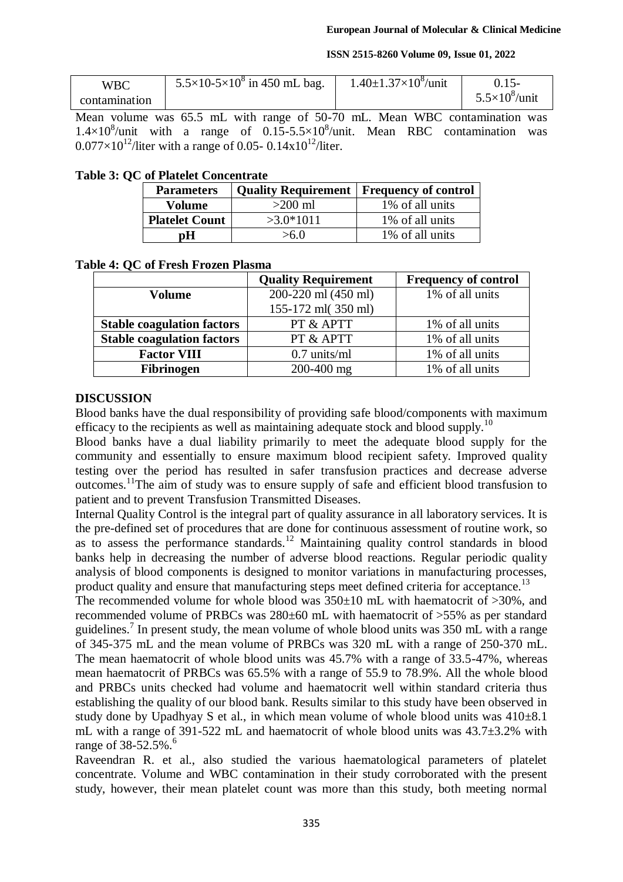| WBC contamination | $5.5\times10$-$5\times10^8$ in 450 mL bag. | $1.40\pm1.37\times10^8$/unit | 0.15-$5.5\times10^8$/unit |
|---|---|---|---|

Mean volume was 65.5 mL with range of 50-70 mL. Mean WBC contamination was $1.4\times10^8$/unit with a range of 0.15-$5.5\times10^8$/unit. Mean RBC contamination was $0.077\times10^{12}$/liter with a range of 0.05- $0.14\times10^{12}$/liter.

**Table 3: QC of Platelet Concentrate**

| Parameters | Quality Requirement | Frequency of control |
|---|---|---|
| **Volume** | >200 ml | 1% of all units |
| **Platelet Count** | >3.0*1011 | 1% of all units |
| **pH** | >6.0 | 1% of all units |

**Table 4: QC of Fresh Frozen Plasma**

| | Quality Requirement | Frequency of control |
|---|---|---|
| **Volume** | 200-220 ml (450 ml) 155-172 ml( 350 ml) | 1% of all units |
| **Stable coagulation factors** | PT & APTT | 1% of all units |
| **Stable coagulation factors** | PT & APTT | 1% of all units |
| **Factor VIII** | 0.7 units/ml | 1% of all units |
| **Fibrinogen** | 200-400 mg | 1% of all units |

## DISCUSSION

Blood banks have the dual responsibility of providing safe blood/components with maximum efficacy to the recipients as well as maintaining adequate stock and blood supply.[10]

Blood banks have a dual liability primarily to meet the adequate blood supply for the community and essentially to ensure maximum blood recipient safety. Improved quality testing over the period has resulted in safer transfusion practices and decrease adverse outcomes.[11]The aim of study was to ensure supply of safe and efficient blood transfusion to patient and to prevent Transfusion Transmitted Diseases.

Internal Quality Control is the integral part of quality assurance in all laboratory services. It is the pre-defined set of procedures that are done for continuous assessment of routine work, so as to assess the performance standards.[12] Maintaining quality control standards in blood banks help in decreasing the number of adverse blood reactions. Regular periodic quality analysis of blood components is designed to monitor variations in manufacturing processes, product quality and ensure that manufacturing steps meet defined criteria for acceptance.[13]

The recommended volume for whole blood was $350\pm10$ mL with haematocrit of >30%, and recommended volume of PRBCs was $280\pm60$ mL with haematocrit of >55% as per standard guidelines.[7] In present study, the mean volume of whole blood units was 350 mL with a range of 345-375 mL and the mean volume of PRBCs was 320 mL with a range of 250-370 mL. The mean haematocrit of whole blood units was 45.7% with a range of 33.5-47%, whereas mean haematocrit of PRBCs was 65.5% with a range of 55.9 to 78.9%. All the whole blood and PRBCs units checked had volume and haematocrit well within standard criteria thus establishing the quality of our blood bank. Results similar to this study have been observed in study done by Upadhyay S et al., in which mean volume of whole blood units was $410\pm8.1$ mL with a range of 391-522 mL and haematocrit of whole blood units was $43.7\pm3.2$% with range of 38-52.5%.[6]

Raveendran R. et al., also studied the various haematological parameters of platelet concentrate. Volume and WBC contamination in their study corroborated with the present study, however, their mean platelet count was more than this study, both meeting normal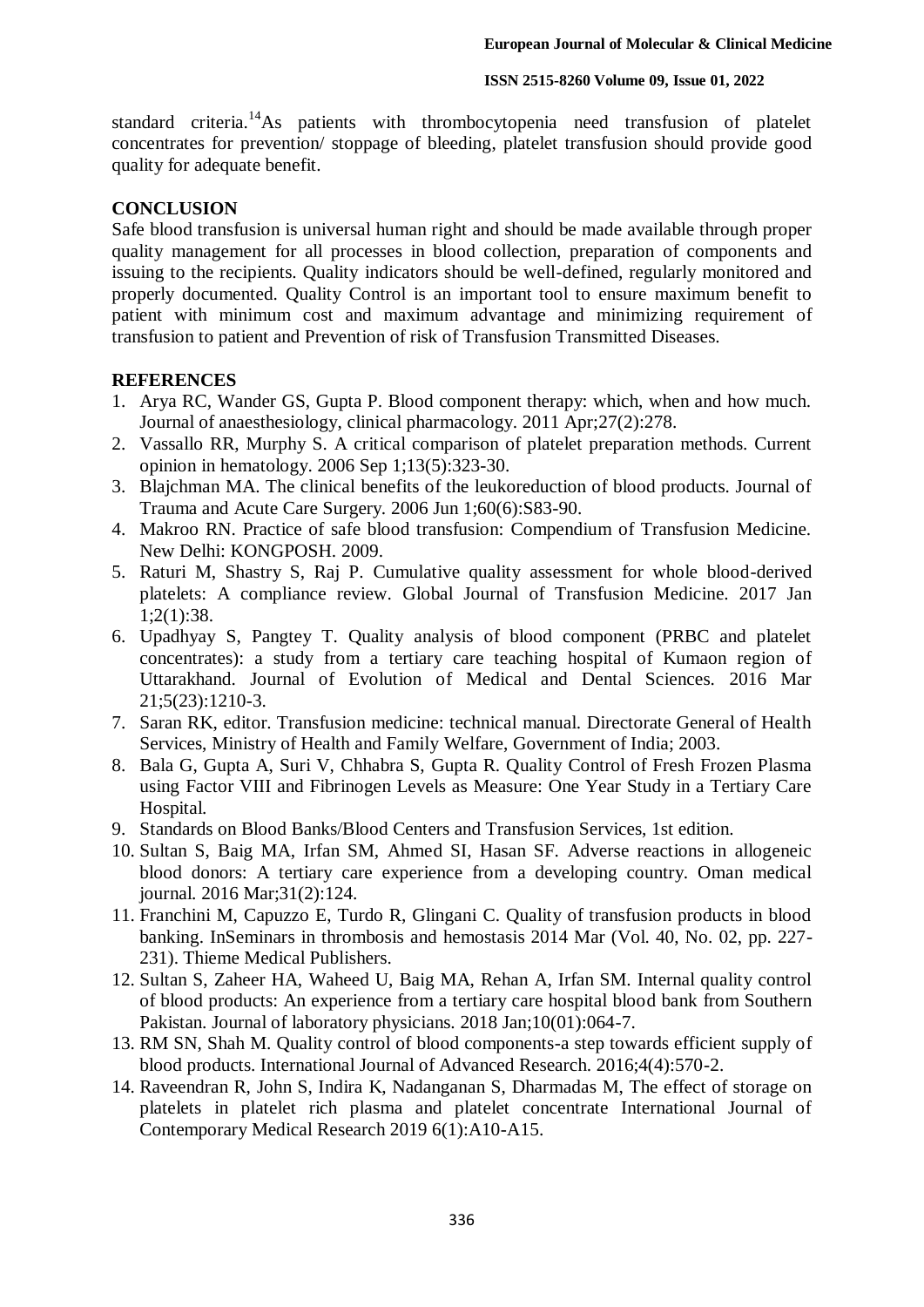standard criteria.[14] As patients with thrombocytopenia need transfusion of platelet concentrates for prevention/ stoppage of bleeding, platelet transfusion should provide good quality for adequate benefit.

## CONCLUSION

Safe blood transfusion is universal human right and should be made available through proper quality management for all processes in blood collection, preparation of components and issuing to the recipients. Quality indicators should be well-defined, regularly monitored and properly documented. Quality Control is an important tool to ensure maximum benefit to patient with minimum cost and maximum advantage and minimizing requirement of transfusion to patient and Prevention of risk of Transfusion Transmitted Diseases.

## REFERENCES

1. Arya RC, Wander GS, Gupta P. Blood component therapy: which, when and how much. Journal of anaesthesiology, clinical pharmacology. 2011 Apr;27(2):278.
2. Vassallo RR, Murphy S. A critical comparison of platelet preparation methods. Current opinion in hematology. 2006 Sep 1;13(5):323-30.
3. Blajchman MA. The clinical benefits of the leukoreduction of blood products. Journal of Trauma and Acute Care Surgery. 2006 Jun 1;60(6):S83-90.
4. Makroo RN. Practice of safe blood transfusion: Compendium of Transfusion Medicine. New Delhi: KONGPOSH. 2009.
5. Raturi M, Shastry S, Raj P. Cumulative quality assessment for whole blood-derived platelets: A compliance review. Global Journal of Transfusion Medicine. 2017 Jan 1;2(1):38.
6. Upadhyay S, Pangtey T. Quality analysis of blood component (PRBC and platelet concentrates): a study from a tertiary care teaching hospital of Kumaon region of Uttarakhand. Journal of Evolution of Medical and Dental Sciences. 2016 Mar 21;5(23):1210-3.
7. Saran RK, editor. Transfusion medicine: technical manual. Directorate General of Health Services, Ministry of Health and Family Welfare, Government of India; 2003.
8. Bala G, Gupta A, Suri V, Chhabra S, Gupta R. Quality Control of Fresh Frozen Plasma using Factor VIII and Fibrinogen Levels as Measure: One Year Study in a Tertiary Care Hospital.
9. Standards on Blood Banks/Blood Centers and Transfusion Services, 1st edition.
10. Sultan S, Baig MA, Irfan SM, Ahmed SI, Hasan SF. Adverse reactions in allogeneic blood donors: A tertiary care experience from a developing country. Oman medical journal. 2016 Mar;31(2):124.
11. Franchini M, Capuzzo E, Turdo R, Glingani C. Quality of transfusion products in blood banking. InSeminars in thrombosis and hemostasis 2014 Mar (Vol. 40, No. 02, pp. 227-231). Thieme Medical Publishers.
12. Sultan S, Zaheer HA, Waheed U, Baig MA, Rehan A, Irfan SM. Internal quality control of blood products: An experience from a tertiary care hospital blood bank from Southern Pakistan. Journal of laboratory physicians. 2018 Jan;10(01):064-7.
13. RM SN, Shah M. Quality control of blood components-a step towards efficient supply of blood products. International Journal of Advanced Research. 2016;4(4):570-2.
14. Raveendran R, John S, Indira K, Nadanganan S, Dharmadas M, The effect of storage on platelets in platelet rich plasma and platelet concentrate International Journal of Contemporary Medical Research 2019 6(1):A10-A15.